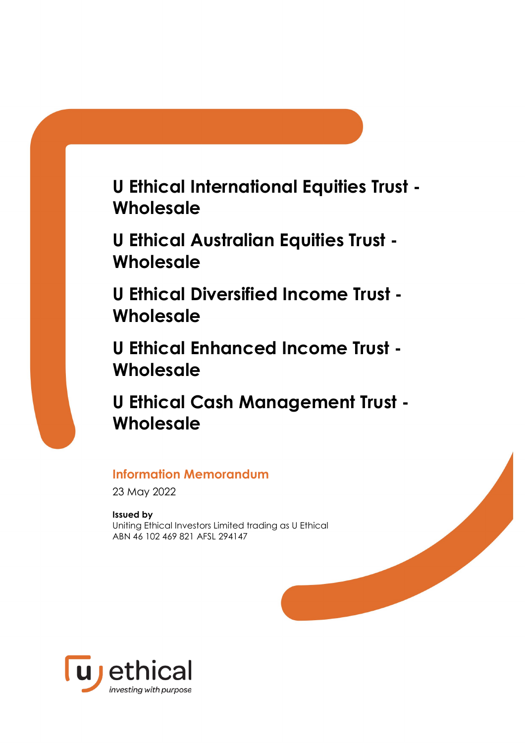# U Ethical International Equities Trust - Wholesale

# U Ethical Australian Equities Trust - Wholesale

# U Ethical Diversified Income Trust - Wholesale

# U Ethical Enhanced Income Trust - Wholesale

# U Ethical Cash Management Trust - Wholesale

## Information Memorandum

23 May 2022

**Issued by**
Uniting Ethical Investors Limited trading as U Ethical
ABN 46 102 469 821 AFSL 294147

u ethical
*investing with purpose*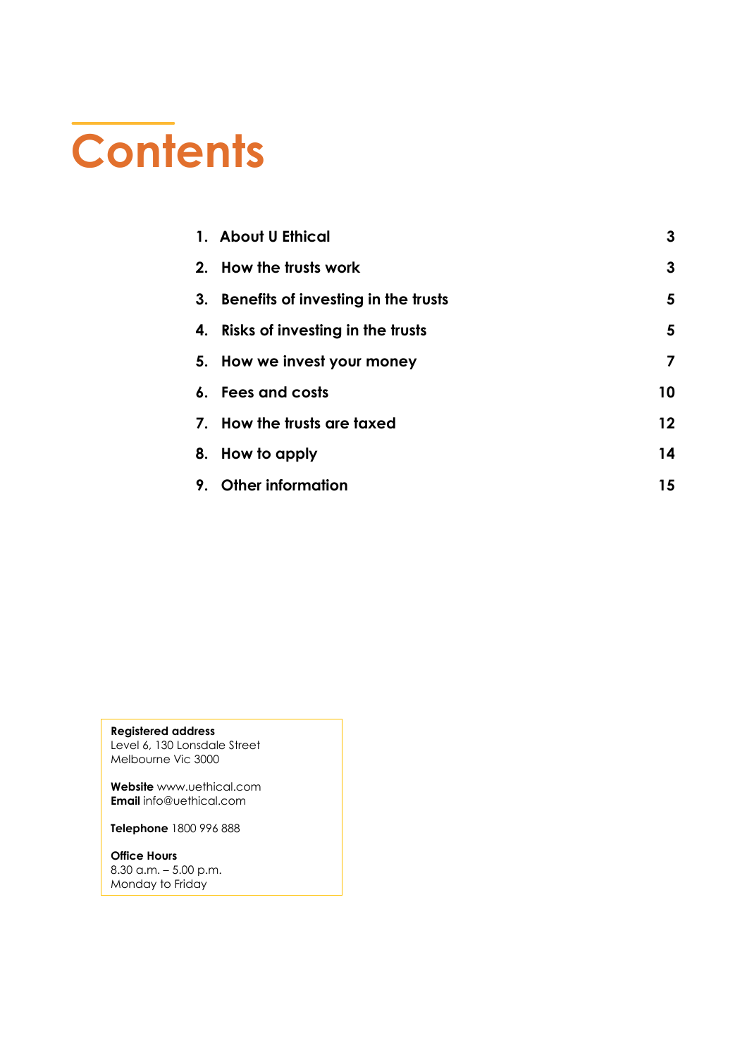# Contents

| | |
|---|---|
| **1. About U Ethical** | **3** |
| **2. How the trusts work** | **3** |
| **3. Benefits of investing in the trusts** | **5** |
| **4. Risks of investing in the trusts** | **5** |
| **5. How we invest your money** | **7** |
| **6. Fees and costs** | **10** |
| **7. How the trusts are taxed** | **12** |
| **8. How to apply** | **14** |
| **9. Other information** | **15** |

**Registered address**
Level 6, 130 Lonsdale Street
Melbourne Vic 3000

**Website** www.uethical.com
**Email** info@uethical.com

**Telephone** 1800 996 888

**Office Hours**
8.30 a.m. – 5.00 p.m.
Monday to Friday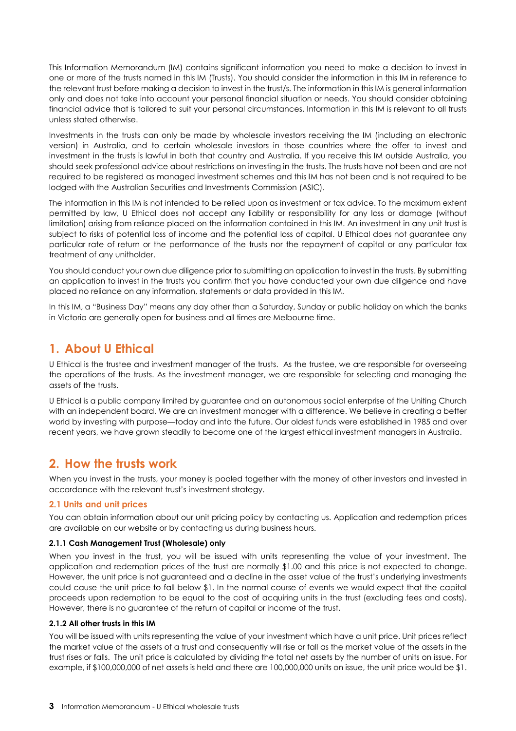This Information Memorandum (IM) contains significant information you need to make a decision to invest in one or more of the trusts named in this IM (Trusts). You should consider the information in this IM in reference to the relevant trust before making a decision to invest in the trust/s. The information in this IM is general information only and does not take into account your personal financial situation or needs. You should consider obtaining financial advice that is tailored to suit your personal circumstances. Information in this IM is relevant to all trusts unless stated otherwise.

Investments in the trusts can only be made by wholesale investors receiving the IM (including an electronic version) in Australia, and to certain wholesale investors in those countries where the offer to invest and investment in the trusts is lawful in both that country and Australia. If you receive this IM outside Australia, you should seek professional advice about restrictions on investing in the trusts. The trusts have not been and are not required to be registered as managed investment schemes and this IM has not been and is not required to be lodged with the Australian Securities and Investments Commission (ASIC).

The information in this IM is not intended to be relied upon as investment or tax advice. To the maximum extent permitted by law, U Ethical does not accept any liability or responsibility for any loss or damage (without limitation) arising from reliance placed on the information contained in this IM. An investment in any unit trust is subject to risks of potential loss of income and the potential loss of capital. U Ethical does not guarantee any particular rate of return or the performance of the trusts nor the repayment of capital or any particular tax treatment of any unitholder.

You should conduct your own due diligence prior to submitting an application to invest in the trusts. By submitting an application to invest in the trusts you confirm that you have conducted your own due diligence and have placed no reliance on any information, statements or data provided in this IM.

In this IM, a "Business Day" means any day other than a Saturday, Sunday or public holiday on which the banks in Victoria are generally open for business and all times are Melbourne time.

## 1. About U Ethical

U Ethical is the trustee and investment manager of the trusts. As the trustee, we are responsible for overseeing the operations of the trusts. As the investment manager, we are responsible for selecting and managing the assets of the trusts.

U Ethical is a public company limited by guarantee and an autonomous social enterprise of the Uniting Church with an independent board. We are an investment manager with a difference. We believe in creating a better world by investing with purpose—today and into the future. Our oldest funds were established in 1985 and over recent years, we have grown steadily to become one of the largest ethical investment managers in Australia.

## 2. How the trusts work

When you invest in the trusts, your money is pooled together with the money of other investors and invested in accordance with the relevant trust's investment strategy.

### 2.1 Units and unit prices

You can obtain information about our unit pricing policy by contacting us. Application and redemption prices are available on our website or by contacting us during business hours.

#### 2.1.1 Cash Management Trust (Wholesale) only

When you invest in the trust, you will be issued with units representing the value of your investment. The application and redemption prices of the trust are normally $1.00 and this price is not expected to change. However, the unit price is not guaranteed and a decline in the asset value of the trust's underlying investments could cause the unit price to fall below $1. In the normal course of events we would expect that the capital proceeds upon redemption to be equal to the cost of acquiring units in the trust (excluding fees and costs). However, there is no guarantee of the return of capital or income of the trust.

#### 2.1.2 All other trusts in this IM

You will be issued with units representing the value of your investment which have a unit price. Unit prices reflect the market value of the assets of a trust and consequently will rise or fall as the market value of the assets in the trust rises or falls. The unit price is calculated by dividing the total net assets by the number of units on issue. For example, if $100,000,000 of net assets is held and there are 100,000,000 units on issue, the unit price would be $1.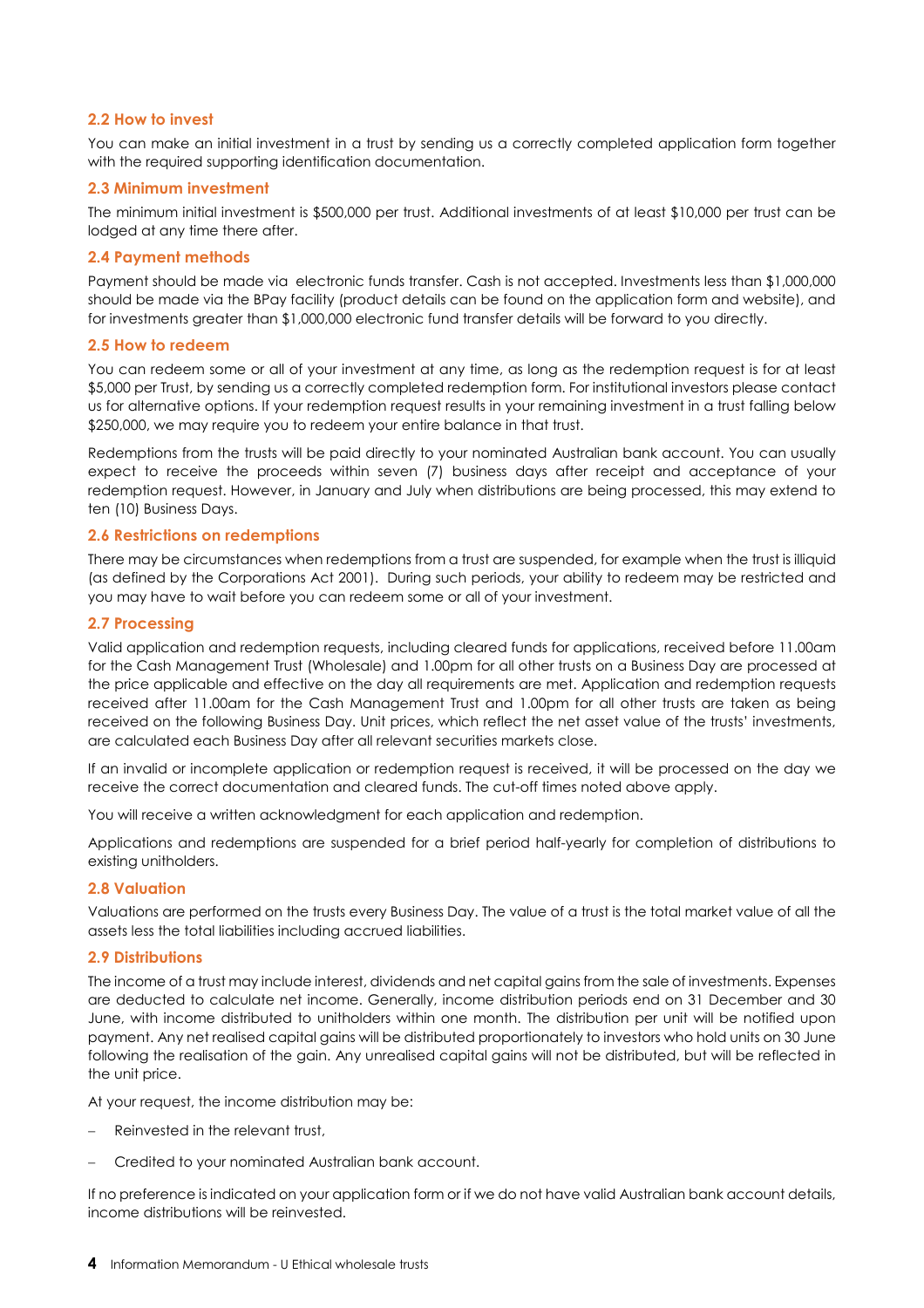## 2.2 How to invest

You can make an initial investment in a trust by sending us a correctly completed application form together with the required supporting identification documentation.

## 2.3 Minimum investment

The minimum initial investment is $500,000 per trust. Additional investments of at least $10,000 per trust can be lodged at any time there after.

## 2.4 Payment methods

Payment should be made via electronic funds transfer. Cash is not accepted. Investments less than $1,000,000 should be made via the BPay facility (product details can be found on the application form and website), and for investments greater than $1,000,000 electronic fund transfer details will be forward to you directly.

## 2.5 How to redeem

You can redeem some or all of your investment at any time, as long as the redemption request is for at least $5,000 per Trust, by sending us a correctly completed redemption form. For institutional investors please contact us for alternative options. If your redemption request results in your remaining investment in a trust falling below $250,000, we may require you to redeem your entire balance in that trust.

Redemptions from the trusts will be paid directly to your nominated Australian bank account. You can usually expect to receive the proceeds within seven (7) business days after receipt and acceptance of your redemption request. However, in January and July when distributions are being processed, this may extend to ten (10) Business Days.

## 2.6 Restrictions on redemptions

There may be circumstances when redemptions from a trust are suspended, for example when the trust is illiquid (as defined by the Corporations Act 2001). During such periods, your ability to redeem may be restricted and you may have to wait before you can redeem some or all of your investment.

## 2.7 Processing

Valid application and redemption requests, including cleared funds for applications, received before 11.00am for the Cash Management Trust (Wholesale) and 1.00pm for all other trusts on a Business Day are processed at the price applicable and effective on the day all requirements are met. Application and redemption requests received after 11.00am for the Cash Management Trust and 1.00pm for all other trusts are taken as being received on the following Business Day. Unit prices, which reflect the net asset value of the trusts' investments, are calculated each Business Day after all relevant securities markets close.

If an invalid or incomplete application or redemption request is received, it will be processed on the day we receive the correct documentation and cleared funds. The cut-off times noted above apply.

You will receive a written acknowledgment for each application and redemption.

Applications and redemptions are suspended for a brief period half-yearly for completion of distributions to existing unitholders.

## 2.8 Valuation

Valuations are performed on the trusts every Business Day. The value of a trust is the total market value of all the assets less the total liabilities including accrued liabilities.

## 2.9 Distributions

The income of a trust may include interest, dividends and net capital gains from the sale of investments. Expenses are deducted to calculate net income. Generally, income distribution periods end on 31 December and 30 June, with income distributed to unitholders within one month. The distribution per unit will be notified upon payment. Any net realised capital gains will be distributed proportionately to investors who hold units on 30 June following the realisation of the gain. Any unrealised capital gains will not be distributed, but will be reflected in the unit price.

At your request, the income distribution may be:

- Reinvested in the relevant trust,
- Credited to your nominated Australian bank account.

If no preference is indicated on your application form or if we do not have valid Australian bank account details, income distributions will be reinvested.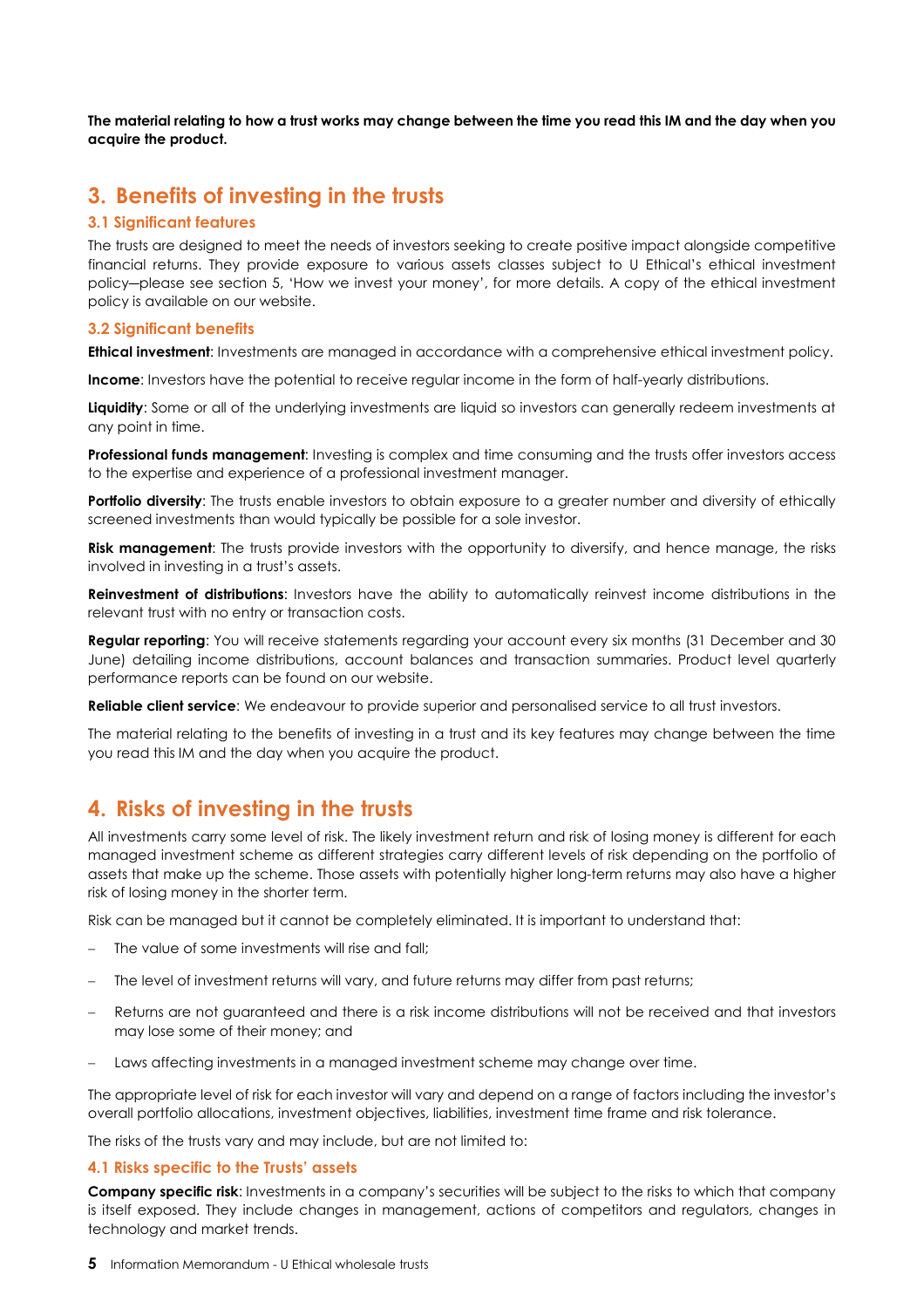**The material relating to how a trust works may change between the time you read this IM and the day when you acquire the product.**

## 3. Benefits of investing in the trusts

### 3.1 Significant features

The trusts are designed to meet the needs of investors seeking to create positive impact alongside competitive financial returns. They provide exposure to various assets classes subject to U Ethical's ethical investment policy—please see section 5, 'How we invest your money', for more details. A copy of the ethical investment policy is available on our website.

### 3.2 Significant benefits

**Ethical investment**: Investments are managed in accordance with a comprehensive ethical investment policy.

**Income**: Investors have the potential to receive regular income in the form of half-yearly distributions.

**Liquidity**: Some or all of the underlying investments are liquid so investors can generally redeem investments at any point in time.

**Professional funds management**: Investing is complex and time consuming and the trusts offer investors access to the expertise and experience of a professional investment manager.

**Portfolio diversity**: The trusts enable investors to obtain exposure to a greater number and diversity of ethically screened investments than would typically be possible for a sole investor.

**Risk management**: The trusts provide investors with the opportunity to diversify, and hence manage, the risks involved in investing in a trust's assets.

**Reinvestment of distributions**: Investors have the ability to automatically reinvest income distributions in the relevant trust with no entry or transaction costs.

**Regular reporting**: You will receive statements regarding your account every six months (31 December and 30 June) detailing income distributions, account balances and transaction summaries. Product level quarterly performance reports can be found on our website.

**Reliable client service**: We endeavour to provide superior and personalised service to all trust investors.

The material relating to the benefits of investing in a trust and its key features may change between the time you read this IM and the day when you acquire the product.

## 4. Risks of investing in the trusts

All investments carry some level of risk. The likely investment return and risk of losing money is different for each managed investment scheme as different strategies carry different levels of risk depending on the portfolio of assets that make up the scheme. Those assets with potentially higher long-term returns may also have a higher risk of losing money in the shorter term.

Risk can be managed but it cannot be completely eliminated. It is important to understand that:

- The value of some investments will rise and fall;
- The level of investment returns will vary, and future returns may differ from past returns;
- Returns are not guaranteed and there is a risk income distributions will not be received and that investors may lose some of their money; and
- Laws affecting investments in a managed investment scheme may change over time.

The appropriate level of risk for each investor will vary and depend on a range of factors including the investor's overall portfolio allocations, investment objectives, liabilities, investment time frame and risk tolerance.

The risks of the trusts vary and may include, but are not limited to:

### 4.1 Risks specific to the Trusts' assets

**Company specific risk**: Investments in a company's securities will be subject to the risks to which that company is itself exposed. They include changes in management, actions of competitors and regulators, changes in technology and market trends.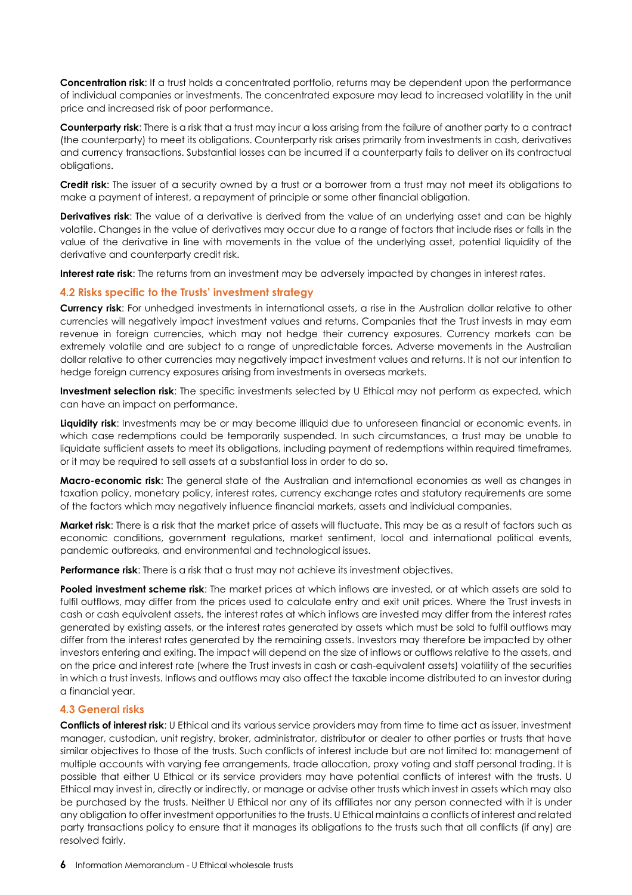**Concentration risk**: If a trust holds a concentrated portfolio, returns may be dependent upon the performance of individual companies or investments. The concentrated exposure may lead to increased volatility in the unit price and increased risk of poor performance.

**Counterparty risk**: There is a risk that a trust may incur a loss arising from the failure of another party to a contract (the counterparty) to meet its obligations. Counterparty risk arises primarily from investments in cash, derivatives and currency transactions. Substantial losses can be incurred if a counterparty fails to deliver on its contractual obligations.

**Credit risk**: The issuer of a security owned by a trust or a borrower from a trust may not meet its obligations to make a payment of interest, a repayment of principle or some other financial obligation.

**Derivatives risk**: The value of a derivative is derived from the value of an underlying asset and can be highly volatile. Changes in the value of derivatives may occur due to a range of factors that include rises or falls in the value of the derivative in line with movements in the value of the underlying asset, potential liquidity of the derivative and counterparty credit risk.

**Interest rate risk**: The returns from an investment may be adversely impacted by changes in interest rates.

### 4.2 Risks specific to the Trusts' investment strategy

**Currency risk**: For unhedged investments in international assets, a rise in the Australian dollar relative to other currencies will negatively impact investment values and returns. Companies that the Trust invests in may earn revenue in foreign currencies, which may not hedge their currency exposures. Currency markets can be extremely volatile and are subject to a range of unpredictable forces. Adverse movements in the Australian dollar relative to other currencies may negatively impact investment values and returns. It is not our intention to hedge foreign currency exposures arising from investments in overseas markets.

**Investment selection risk**: The specific investments selected by U Ethical may not perform as expected, which can have an impact on performance.

**Liquidity risk**: Investments may be or may become illiquid due to unforeseen financial or economic events, in which case redemptions could be temporarily suspended. In such circumstances, a trust may be unable to liquidate sufficient assets to meet its obligations, including payment of redemptions within required timeframes, or it may be required to sell assets at a substantial loss in order to do so.

**Macro-economic risk**: The general state of the Australian and international economies as well as changes in taxation policy, monetary policy, interest rates, currency exchange rates and statutory requirements are some of the factors which may negatively influence financial markets, assets and individual companies.

**Market risk**: There is a risk that the market price of assets will fluctuate. This may be as a result of factors such as economic conditions, government regulations, market sentiment, local and international political events, pandemic outbreaks, and environmental and technological issues.

**Performance risk**: There is a risk that a trust may not achieve its investment objectives.

**Pooled investment scheme risk**: The market prices at which inflows are invested, or at which assets are sold to fulfil outflows, may differ from the prices used to calculate entry and exit unit prices. Where the Trust invests in cash or cash equivalent assets, the interest rates at which inflows are invested may differ from the interest rates generated by existing assets, or the interest rates generated by assets which must be sold to fulfil outflows may differ from the interest rates generated by the remaining assets. Investors may therefore be impacted by other investors entering and exiting. The impact will depend on the size of inflows or outflows relative to the assets, and on the price and interest rate (where the Trust invests in cash or cash-equivalent assets) volatility of the securities in which a trust invests. Inflows and outflows may also affect the taxable income distributed to an investor during a financial year.

### 4.3 General risks

**Conflicts of interest risk**: U Ethical and its various service providers may from time to time act as issuer, investment manager, custodian, unit registry, broker, administrator, distributor or dealer to other parties or trusts that have similar objectives to those of the trusts. Such conflicts of interest include but are not limited to: management of multiple accounts with varying fee arrangements, trade allocation, proxy voting and staff personal trading. It is possible that either U Ethical or its service providers may have potential conflicts of interest with the trusts. U Ethical may invest in, directly or indirectly, or manage or advise other trusts which invest in assets which may also be purchased by the trusts. Neither U Ethical nor any of its affiliates nor any person connected with it is under any obligation to offer investment opportunities to the trusts. U Ethical maintains a conflicts of interest and related party transactions policy to ensure that it manages its obligations to the trusts such that all conflicts (if any) are resolved fairly.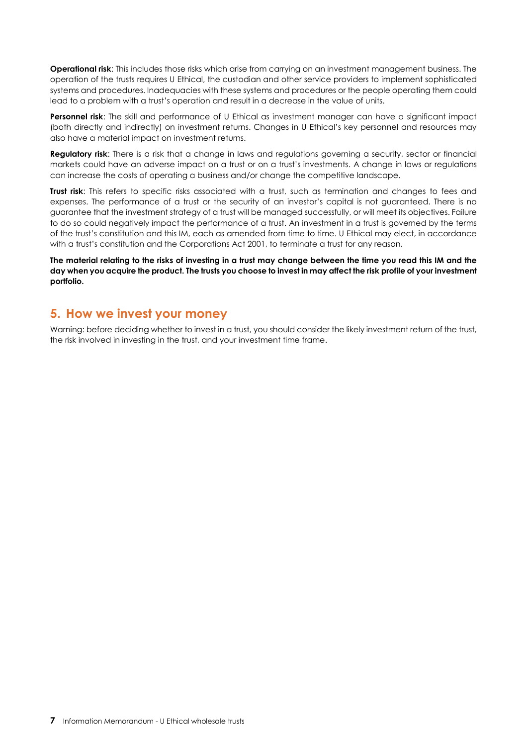**Operational risk**: This includes those risks which arise from carrying on an investment management business. The operation of the trusts requires U Ethical, the custodian and other service providers to implement sophisticated systems and procedures. Inadequacies with these systems and procedures or the people operating them could lead to a problem with a trust's operation and result in a decrease in the value of units.

**Personnel risk**: The skill and performance of U Ethical as investment manager can have a significant impact (both directly and indirectly) on investment returns. Changes in U Ethical's key personnel and resources may also have a material impact on investment returns.

**Regulatory risk**: There is a risk that a change in laws and regulations governing a security, sector or financial markets could have an adverse impact on a trust or on a trust's investments. A change in laws or regulations can increase the costs of operating a business and/or change the competitive landscape.

**Trust risk**: This refers to specific risks associated with a trust, such as termination and changes to fees and expenses. The performance of a trust or the security of an investor's capital is not guaranteed. There is no guarantee that the investment strategy of a trust will be managed successfully, or will meet its objectives. Failure to do so could negatively impact the performance of a trust. An investment in a trust is governed by the terms of the trust's constitution and this IM, each as amended from time to time. U Ethical may elect, in accordance with a trust's constitution and the Corporations Act 2001, to terminate a trust for any reason.

**The material relating to the risks of investing in a trust may change between the time you read this IM and the day when you acquire the product. The trusts you choose to invest in may affect the risk profile of your investment portfolio.**

## 5. How we invest your money

Warning: before deciding whether to invest in a trust, you should consider the likely investment return of the trust, the risk involved in investing in the trust, and your investment time frame.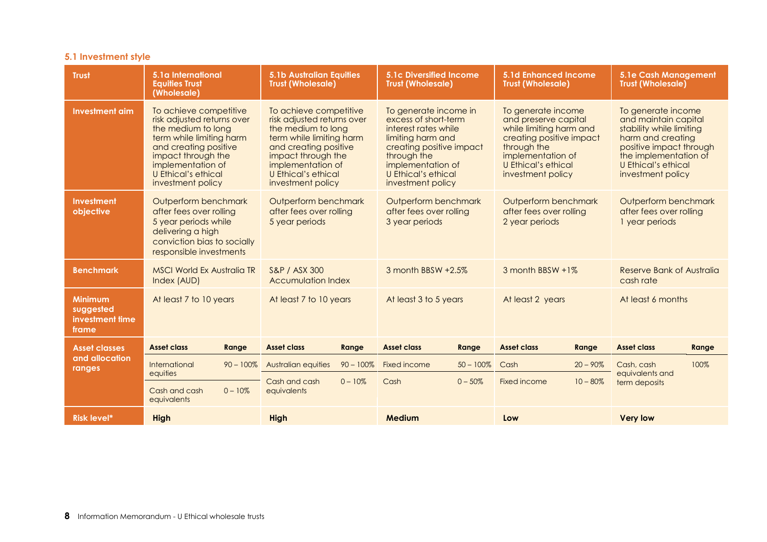### 5.1 Investment style

| Trust | 5.1a International Equities Trust (Wholesale) | 5.1b Australian Equities Trust (Wholesale) | 5.1c Diversified Income Trust (Wholesale) | 5.1d Enhanced Income Trust (Wholesale) | 5.1e Cash Management Trust (Wholesale) |
|---|---|---|---|---|---|
| Investment aim | To achieve competitive risk adjusted returns over the medium to long term while limiting harm and creating positive impact through the implementation of U Ethical's ethical investment policy | To achieve competitive risk adjusted returns over the medium to long term while limiting harm and creating positive impact through the implementation of U Ethical's ethical investment policy | To generate income in excess of short-term interest rates while limiting harm and creating positive impact through the implementation of U Ethical's ethical investment policy | To generate income and preserve capital while limiting harm and creating positive impact through the implementation of U Ethical's ethical investment policy | To generate income and maintain capital stability while limiting harm and creating positive impact through the implementation of U Ethical's ethical investment policy |
| Investment objective | Outperform benchmark after fees over rolling 5 year periods while delivering a high conviction bias to socially responsible investments | Outperform benchmark after fees over rolling 5 year periods | Outperform benchmark after fees over rolling 3 year periods | Outperform benchmark after fees over rolling 2 year periods | Outperform benchmark after fees over rolling 1 year periods |
| Benchmark | MSCI World Ex Australia TR Index (AUD) | S&P / ASX 300 Accumulation Index | 3 month BBSW +2.5% | 3 month BBSW +1% | Reserve Bank of Australia cash rate |
| Minimum suggested investment time frame | At least 7 to 10 years | At least 7 to 10 years | At least 3 to 5 years | At least 2 years | At least 6 months |
| Asset classes and allocation ranges | **Asset class / Range**<br>International equities: 90 – 100%<br>Cash and cash equivalents: 0 – 10% | **Asset class / Range**<br>Australian equities: 90 – 100%<br>Cash and cash equivalents: 0 – 10% | **Asset class / Range**<br>Fixed income: 50 – 100%<br>Cash: 0 – 50% | **Asset class / Range**<br>Cash: 20 – 90%<br>Fixed income: 10 – 80% | **Asset class / Range**<br>Cash, cash equivalents and term deposits: 100% |
| Risk level* | **High** | **High** | **Medium** | **Low** | **Very low** |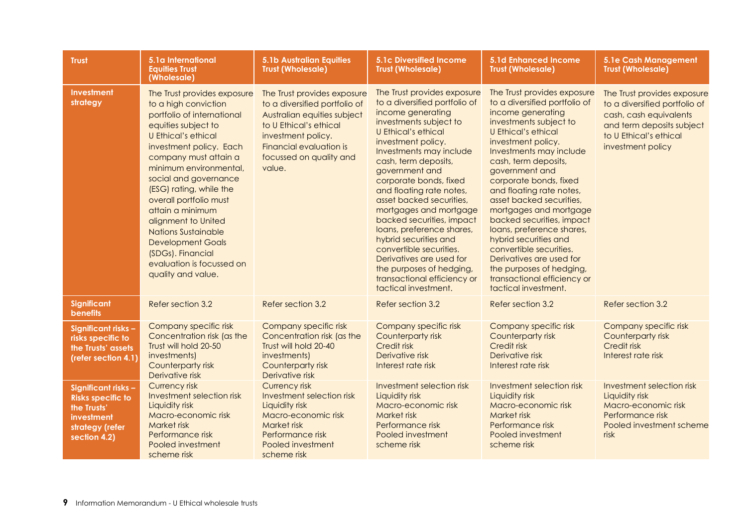| Trust | 5.1a International Equities Trust (Wholesale) | 5.1b Australian Equities Trust (Wholesale) | 5.1c Diversified Income Trust (Wholesale) | 5.1d Enhanced Income Trust (Wholesale) | 5.1e Cash Management Trust (Wholesale) |
|---|---|---|---|---|---|
| **Investment strategy** | The Trust provides exposure to a high conviction portfolio of international equities subject to U Ethical's ethical investment policy. Each company must attain a minimum environmental, social and governance (ESG) rating, while the overall portfolio must attain a minimum alignment to United Nations Sustainable Development Goals (SDGs). Financial evaluation is focussed on quality and value. | The Trust provides exposure to a diversified portfolio of Australian equities subject to U Ethical's ethical investment policy. Financial evaluation is focussed on quality and value. | The Trust provides exposure to a diversified portfolio of income generating investments subject to U Ethical's ethical investment policy. Investments may include cash, term deposits, government and corporate bonds, fixed and floating rate notes, asset backed securities, mortgages and mortgage backed securities, impact loans, preference shares, hybrid securities and convertible securities. Derivatives are used for the purposes of hedging, transactional efficiency or tactical investment. | The Trust provides exposure to a diversified portfolio of income generating investments subject to U Ethical's ethical investment policy. Investments may include cash, term deposits, government and corporate bonds, fixed and floating rate notes, asset backed securities, mortgages and mortgage backed securities, impact loans, preference shares, hybrid securities and convertible securities. Derivatives are used for the purposes of hedging, transactional efficiency or tactical investment. | The Trust provides exposure to a diversified portfolio of cash, cash equivalents and term deposits subject to U Ethical's ethical investment policy |
| **Significant benefits** | Refer section 3.2 | Refer section 3.2 | Refer section 3.2 | Refer section 3.2 | Refer section 3.2 |
| **Significant risks – risks specific to the Trusts' assets (refer section 4.1)** | Company specific risk<br>Concentration risk (as the Trust will hold 20-50 investments)<br>Counterparty risk<br>Derivative risk | Company specific risk<br>Concentration risk (as the Trust will hold 20-40 investments)<br>Counterparty risk<br>Derivative risk | Company specific risk<br>Counterparty risk<br>Credit risk<br>Derivative risk<br>Interest rate risk | Company specific risk<br>Counterparty risk<br>Credit risk<br>Derivative risk<br>Interest rate risk | Company specific risk<br>Counterparty risk<br>Credit risk<br>Interest rate risk |
| **Significant risks – Risks specific to the Trusts' investment strategy (refer section 4.2)** | Currency risk<br>Investment selection risk<br>Liquidity risk<br>Macro-economic risk<br>Market risk<br>Performance risk<br>Pooled investment scheme risk | Currency risk<br>Investment selection risk<br>Liquidity risk<br>Macro-economic risk<br>Market risk<br>Performance risk<br>Pooled investment scheme risk | Investment selection risk<br>Liquidity risk<br>Macro-economic risk<br>Market risk<br>Performance risk<br>Pooled investment scheme risk | Investment selection risk<br>Liquidity risk<br>Macro-economic risk<br>Market risk<br>Performance risk<br>Pooled investment scheme risk | Investment selection risk<br>Liquidity risk<br>Macro-economic risk<br>Performance risk<br>Pooled investment scheme risk |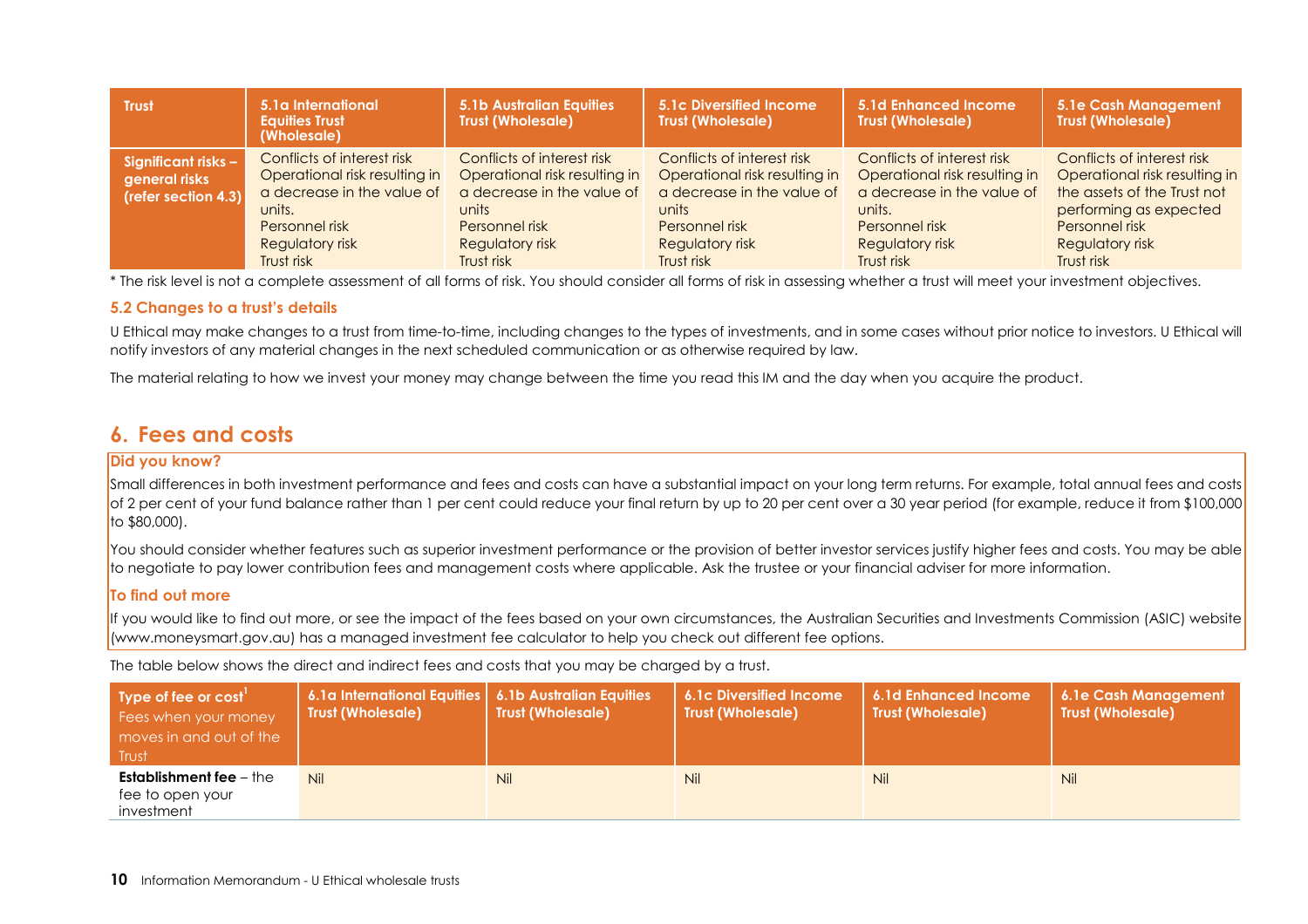| Trust | 5.1a International Equities Trust (Wholesale) | 5.1b Australian Equities Trust (Wholesale) | 5.1c Diversified Income Trust (Wholesale) | 5.1d Enhanced Income Trust (Wholesale) | 5.1e Cash Management Trust (Wholesale) |
|---|---|---|---|---|---|
| Significant risks – general risks (refer section 4.3) | Conflicts of interest risk<br>Operational risk resulting in a decrease in the value of units.<br>Personnel risk<br>Regulatory risk<br>Trust risk | Conflicts of interest risk<br>Operational risk resulting in a decrease in the value of units<br>Personnel risk<br>Regulatory risk<br>Trust risk | Conflicts of interest risk<br>Operational risk resulting in a decrease in the value of units<br>Personnel risk<br>Regulatory risk<br>Trust risk | Conflicts of interest risk<br>Operational risk resulting in a decrease in the value of units.<br>Personnel risk<br>Regulatory risk<br>Trust risk | Conflicts of interest risk<br>Operational risk resulting in the assets of the Trust not performing as expected<br>Personnel risk<br>Regulatory risk<br>Trust risk |

* The risk level is not a complete assessment of all forms of risk. You should consider all forms of risk in assessing whether a trust will meet your investment objectives.

### 5.2 Changes to a trust's details

U Ethical may make changes to a trust from time-to-time, including changes to the types of investments, and in some cases without prior notice to investors. U Ethical will notify investors of any material changes in the next scheduled communication or as otherwise required by law.

The material relating to how we invest your money may change between the time you read this IM and the day when you acquire the product.

## 6. Fees and costs

**Did you know?**

Small differences in both investment performance and fees and costs can have a substantial impact on your long term returns. For example, total annual fees and costs of 2 per cent of your fund balance rather than 1 per cent could reduce your final return by up to 20 per cent over a 30 year period (for example, reduce it from $100,000 to $80,000).

You should consider whether features such as superior investment performance or the provision of better investor services justify higher fees and costs. You may be able to negotiate to pay lower contribution fees and management costs where applicable. Ask the trustee or your financial adviser for more information.

**To find out more**

If you would like to find out more, or see the impact of the fees based on your own circumstances, the Australian Securities and Investments Commission (ASIC) website (www.moneysmart.gov.au) has a managed investment fee calculator to help you check out different fee options.

The table below shows the direct and indirect fees and costs that you may be charged by a trust.

| Type of fee or cost[1]<br>Fees when your money moves in and out of the Trust | 6.1a International Equities Trust (Wholesale) | 6.1b Australian Equities Trust (Wholesale) | 6.1c Diversified Income Trust (Wholesale) | 6.1d Enhanced Income Trust (Wholesale) | 6.1e Cash Management Trust (Wholesale) |
|---|---|---|---|---|---|
| **Establishment fee** – the fee to open your investment | Nil | Nil | Nil | Nil | Nil |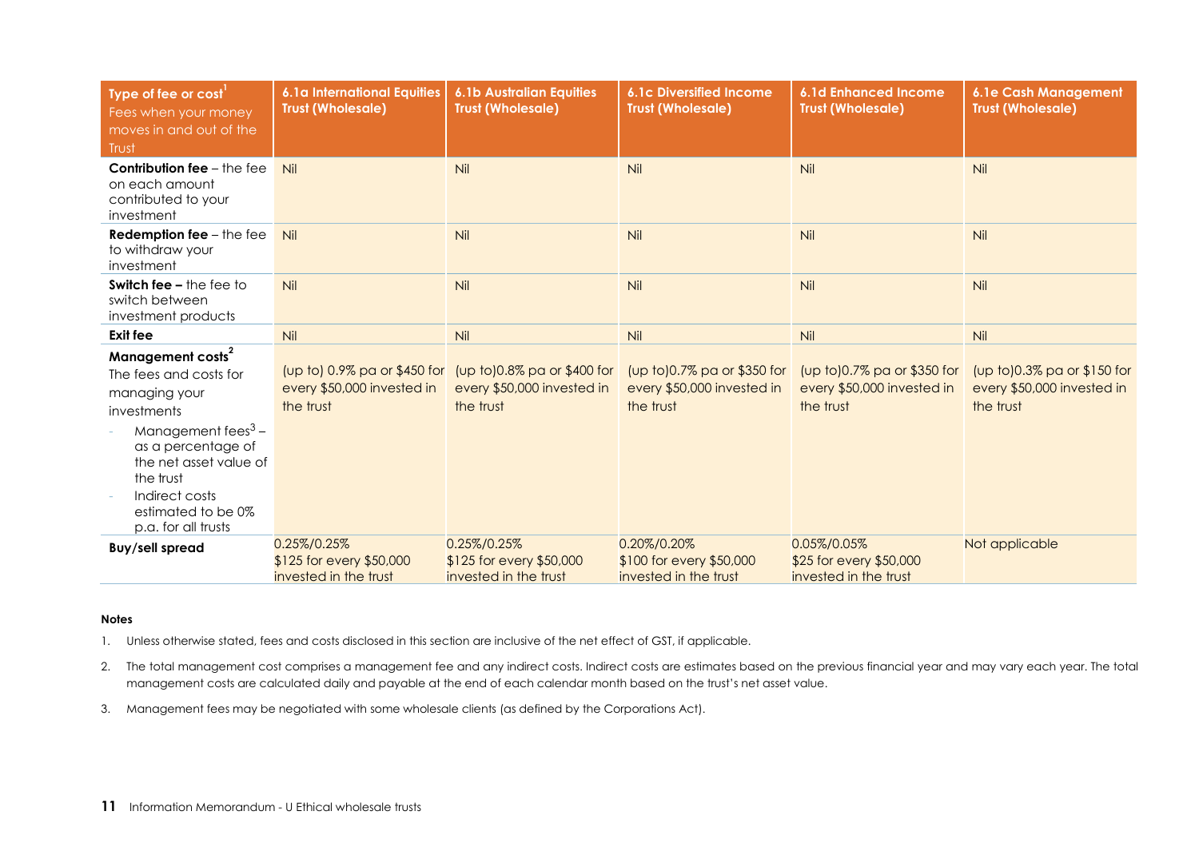| Type of fee or cost[1] Fees when your money moves in and out of the Trust | 6.1a International Equities Trust (Wholesale) | 6.1b Australian Equities Trust (Wholesale) | 6.1c Diversified Income Trust (Wholesale) | 6.1d Enhanced Income Trust (Wholesale) | 6.1e Cash Management Trust (Wholesale) |
|---|---|---|---|---|---|
| **Contribution fee** – the fee on each amount contributed to your investment | Nil | Nil | Nil | Nil | Nil |
| **Redemption fee** – the fee to withdraw your investment | Nil | Nil | Nil | Nil | Nil |
| **Switch fee –** the fee to switch between investment products | Nil | Nil | Nil | Nil | Nil |
| **Exit fee** | Nil | Nil | Nil | Nil | Nil |
| **Management costs[2]** The fees and costs for managing your investments<br>- Management fees[3] – as a percentage of the net asset value of the trust<br>- Indirect costs estimated to be 0% p.a. for all trusts | (up to) 0.9% pa or $450 for every $50,000 invested in the trust | (up to)0.8% pa or $400 for every $50,000 invested in the trust | (up to)0.7% pa or $350 for every $50,000 invested in the trust | (up to)0.7% pa or $350 for every $50,000 invested in the trust | (up to)0.3% pa or $150 for every $50,000 invested in the trust |
| **Buy/sell spread** | 0.25%/0.25%<br>$125 for every $50,000 invested in the trust | 0.25%/0.25%<br>$125 for every $50,000 invested in the trust | 0.20%/0.20%<br>$100 for every $50,000 invested in the trust | 0.05%/0.05%<br>$25 for every $50,000 invested in the trust | Not applicable |

**Notes**

1. Unless otherwise stated, fees and costs disclosed in this section are inclusive of the net effect of GST, if applicable.
2. The total management cost comprises a management fee and any indirect costs. Indirect costs are estimates based on the previous financial year and may vary each year. The total management costs are calculated daily and payable at the end of each calendar month based on the trust's net asset value.
3. Management fees may be negotiated with some wholesale clients (as defined by the Corporations Act).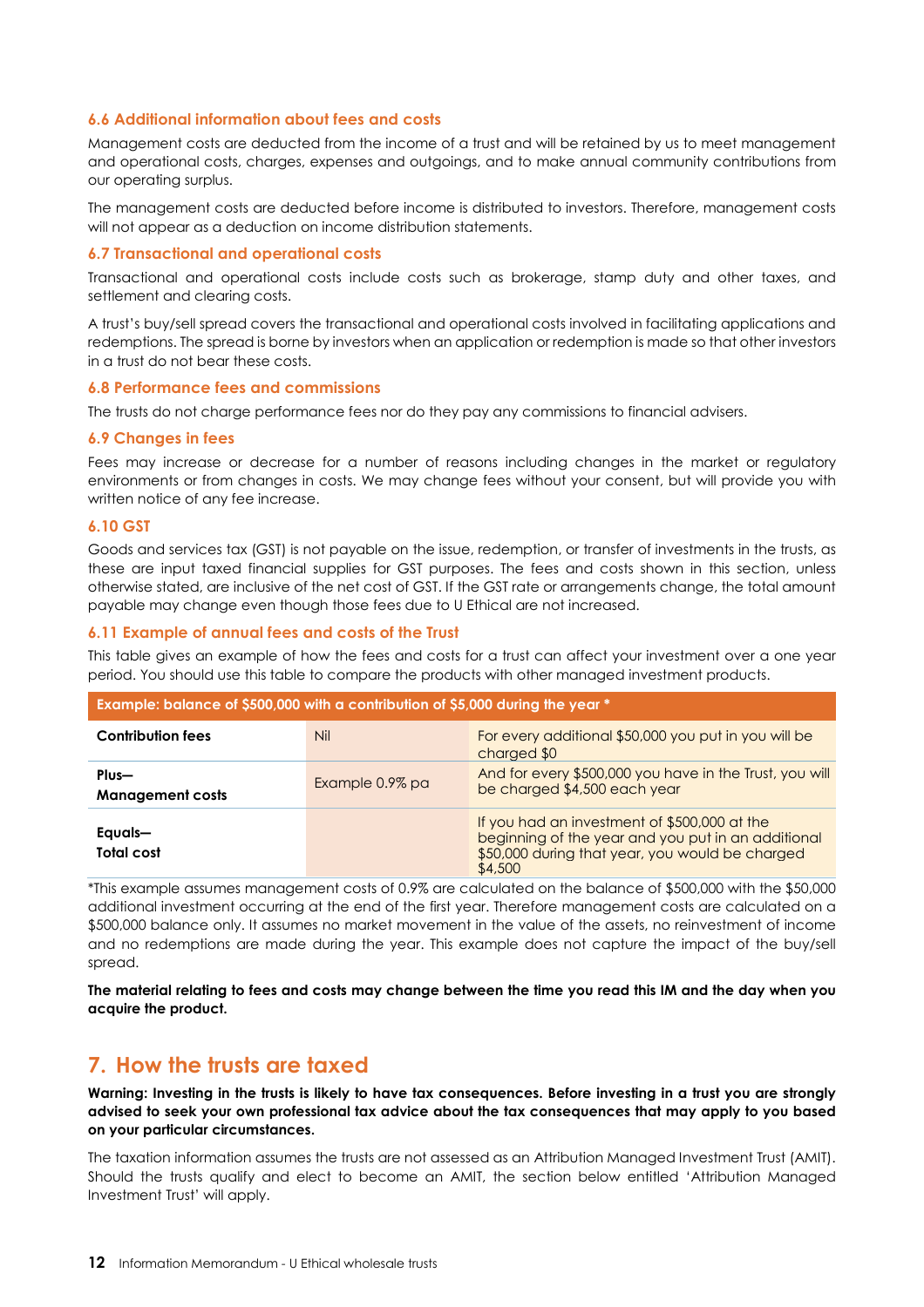### 6.6 Additional information about fees and costs

Management costs are deducted from the income of a trust and will be retained by us to meet management and operational costs, charges, expenses and outgoings, and to make annual community contributions from our operating surplus.

The management costs are deducted before income is distributed to investors. Therefore, management costs will not appear as a deduction on income distribution statements.

### 6.7 Transactional and operational costs

Transactional and operational costs include costs such as brokerage, stamp duty and other taxes, and settlement and clearing costs.

A trust's buy/sell spread covers the transactional and operational costs involved in facilitating applications and redemptions. The spread is borne by investors when an application or redemption is made so that other investors in a trust do not bear these costs.

### 6.8 Performance fees and commissions

The trusts do not charge performance fees nor do they pay any commissions to financial advisers.

### 6.9 Changes in fees

Fees may increase or decrease for a number of reasons including changes in the market or regulatory environments or from changes in costs. We may change fees without your consent, but will provide you with written notice of any fee increase.

### 6.10 GST

Goods and services tax (GST) is not payable on the issue, redemption, or transfer of investments in the trusts, as these are input taxed financial supplies for GST purposes. The fees and costs shown in this section, unless otherwise stated, are inclusive of the net cost of GST. If the GST rate or arrangements change, the total amount payable may change even though those fees due to U Ethical are not increased.

### 6.11 Example of annual fees and costs of the Trust

This table gives an example of how the fees and costs for a trust can affect your investment over a one year period. You should use this table to compare the products with other managed investment products.

| Example: balance of $500,000 with a contribution of $5,000 during the year * | | |
|---|---|---|
| **Contribution fees** | Nil | For every additional $50,000 you put in you will be charged $0 |
| **Plus— Management costs** | Example 0.9% pa | And for every $500,000 you have in the Trust, you will be charged $4,500 each year |
| **Equals— Total cost** | | If you had an investment of $500,000 at the beginning of the year and you put in an additional $50,000 during that year, you would be charged $4,500 |

*This example assumes management costs of 0.9% are calculated on the balance of $500,000 with the $50,000 additional investment occurring at the end of the first year. Therefore management costs are calculated on a $500,000 balance only. It assumes no market movement in the value of the assets, no reinvestment of income and no redemptions are made during the year. This example does not capture the impact of the buy/sell spread.

**The material relating to fees and costs may change between the time you read this IM and the day when you acquire the product.**

## 7. How the trusts are taxed

**Warning: Investing in the trusts is likely to have tax consequences. Before investing in a trust you are strongly advised to seek your own professional tax advice about the tax consequences that may apply to you based on your particular circumstances.**

The taxation information assumes the trusts are not assessed as an Attribution Managed Investment Trust (AMIT). Should the trusts qualify and elect to become an AMIT, the section below entitled 'Attribution Managed Investment Trust' will apply.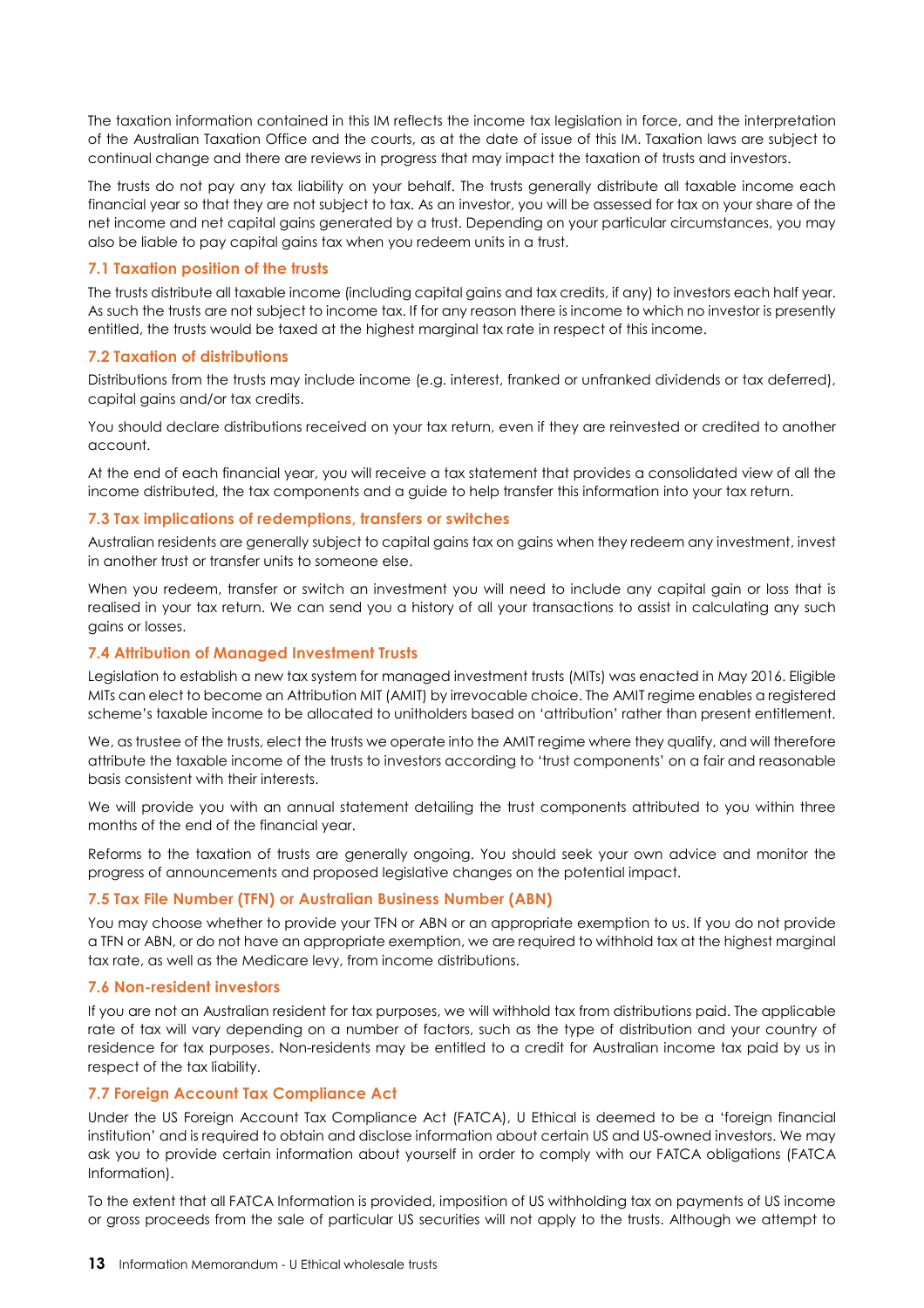The taxation information contained in this IM reflects the income tax legislation in force, and the interpretation of the Australian Taxation Office and the courts, as at the date of issue of this IM. Taxation laws are subject to continual change and there are reviews in progress that may impact the taxation of trusts and investors.

The trusts do not pay any tax liability on your behalf. The trusts generally distribute all taxable income each financial year so that they are not subject to tax. As an investor, you will be assessed for tax on your share of the net income and net capital gains generated by a trust. Depending on your particular circumstances, you may also be liable to pay capital gains tax when you redeem units in a trust.

### 7.1 Taxation position of the trusts

The trusts distribute all taxable income (including capital gains and tax credits, if any) to investors each half year. As such the trusts are not subject to income tax. If for any reason there is income to which no investor is presently entitled, the trusts would be taxed at the highest marginal tax rate in respect of this income.

### 7.2 Taxation of distributions

Distributions from the trusts may include income (e.g. interest, franked or unfranked dividends or tax deferred), capital gains and/or tax credits.

You should declare distributions received on your tax return, even if they are reinvested or credited to another account.

At the end of each financial year, you will receive a tax statement that provides a consolidated view of all the income distributed, the tax components and a guide to help transfer this information into your tax return.

### 7.3 Tax implications of redemptions, transfers or switches

Australian residents are generally subject to capital gains tax on gains when they redeem any investment, invest in another trust or transfer units to someone else.

When you redeem, transfer or switch an investment you will need to include any capital gain or loss that is realised in your tax return. We can send you a history of all your transactions to assist in calculating any such gains or losses.

### 7.4 Attribution of Managed Investment Trusts

Legislation to establish a new tax system for managed investment trusts (MITs) was enacted in May 2016. Eligible MITs can elect to become an Attribution MIT (AMIT) by irrevocable choice. The AMIT regime enables a registered scheme's taxable income to be allocated to unitholders based on 'attribution' rather than present entitlement.

We, as trustee of the trusts, elect the trusts we operate into the AMIT regime where they qualify, and will therefore attribute the taxable income of the trusts to investors according to 'trust components' on a fair and reasonable basis consistent with their interests.

We will provide you with an annual statement detailing the trust components attributed to you within three months of the end of the financial year.

Reforms to the taxation of trusts are generally ongoing. You should seek your own advice and monitor the progress of announcements and proposed legislative changes on the potential impact.

### 7.5 Tax File Number (TFN) or Australian Business Number (ABN)

You may choose whether to provide your TFN or ABN or an appropriate exemption to us. If you do not provide a TFN or ABN, or do not have an appropriate exemption, we are required to withhold tax at the highest marginal tax rate, as well as the Medicare levy, from income distributions.

### 7.6 Non-resident investors

If you are not an Australian resident for tax purposes, we will withhold tax from distributions paid. The applicable rate of tax will vary depending on a number of factors, such as the type of distribution and your country of residence for tax purposes. Non-residents may be entitled to a credit for Australian income tax paid by us in respect of the tax liability.

### 7.7 Foreign Account Tax Compliance Act

Under the US Foreign Account Tax Compliance Act (FATCA), U Ethical is deemed to be a 'foreign financial institution' and is required to obtain and disclose information about certain US and US-owned investors. We may ask you to provide certain information about yourself in order to comply with our FATCA obligations (FATCA Information).

To the extent that all FATCA Information is provided, imposition of US withholding tax on payments of US income or gross proceeds from the sale of particular US securities will not apply to the trusts. Although we attempt to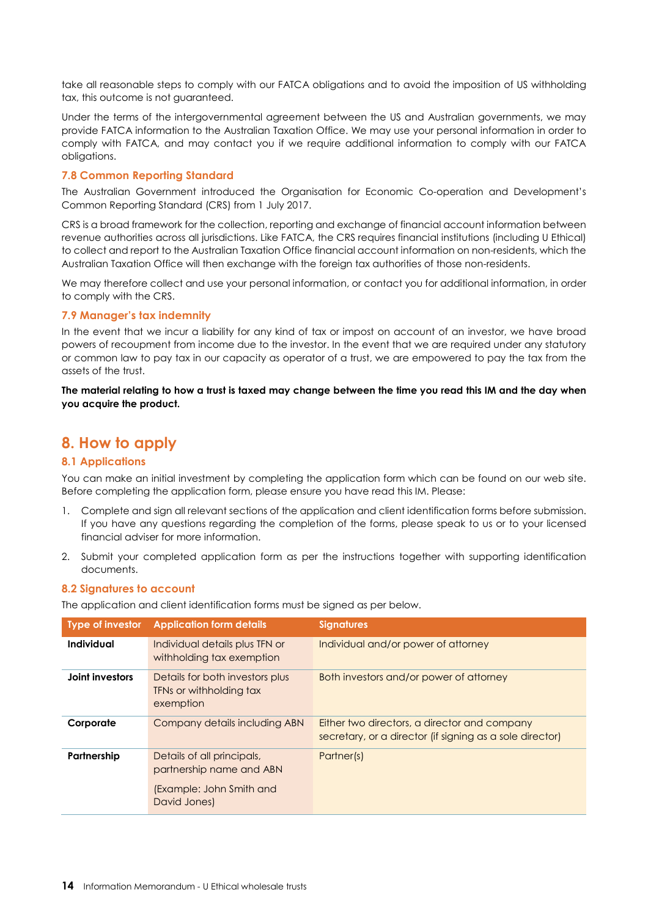take all reasonable steps to comply with our FATCA obligations and to avoid the imposition of US withholding tax, this outcome is not guaranteed.

Under the terms of the intergovernmental agreement between the US and Australian governments, we may provide FATCA information to the Australian Taxation Office. We may use your personal information in order to comply with FATCA, and may contact you if we require additional information to comply with our FATCA obligations.

### 7.8 Common Reporting Standard

The Australian Government introduced the Organisation for Economic Co-operation and Development's Common Reporting Standard (CRS) from 1 July 2017.

CRS is a broad framework for the collection, reporting and exchange of financial account information between revenue authorities across all jurisdictions. Like FATCA, the CRS requires financial institutions (including U Ethical) to collect and report to the Australian Taxation Office financial account information on non-residents, which the Australian Taxation Office will then exchange with the foreign tax authorities of those non-residents.

We may therefore collect and use your personal information, or contact you for additional information, in order to comply with the CRS.

### 7.9 Manager's tax indemnity

In the event that we incur a liability for any kind of tax or impost on account of an investor, we have broad powers of recoupment from income due to the investor. In the event that we are required under any statutory or common law to pay tax in our capacity as operator of a trust, we are empowered to pay the tax from the assets of the trust.

**The material relating to how a trust is taxed may change between the time you read this IM and the day when you acquire the product.**

## 8. How to apply

### 8.1 Applications

You can make an initial investment by completing the application form which can be found on our web site. Before completing the application form, please ensure you have read this IM. Please:

1. Complete and sign all relevant sections of the application and client identification forms before submission. If you have any questions regarding the completion of the forms, please speak to us or to your licensed financial adviser for more information.
2. Submit your completed application form as per the instructions together with supporting identification documents.

### 8.2 Signatures to account

The application and client identification forms must be signed as per below.

| Type of investor | Application form details | Signatures |
|---|---|---|
| **Individual** | Individual details plus TFN or withholding tax exemption | Individual and/or power of attorney |
| **Joint investors** | Details for both investors plus TFNs or withholding tax exemption | Both investors and/or power of attorney |
| **Corporate** | Company details including ABN | Either two directors, a director and company secretary, or a director (if signing as a sole director) |
| **Partnership** | Details of all principals, partnership name and ABN (Example: John Smith and David Jones) | Partner(s) |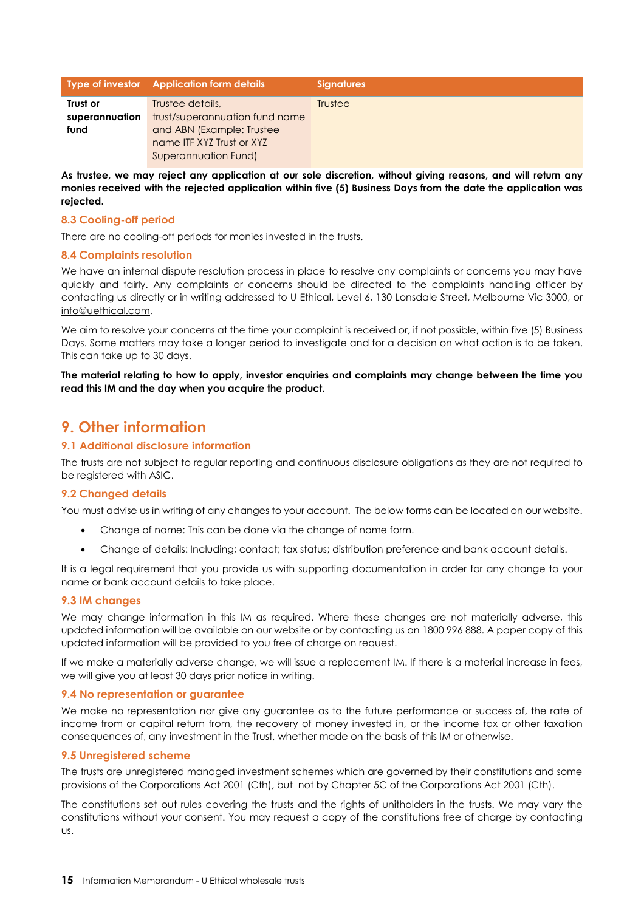| Type of investor | Application form details | Signatures |
|---|---|---|
| **Trust or superannuation fund** | Trustee details, trust/superannuation fund name and ABN (Example: Trustee name ITF XYZ Trust or XYZ Superannuation Fund) | Trustee |

**As trustee, we may reject any application at our sole discretion, without giving reasons, and will return any monies received with the rejected application within five (5) Business Days from the date the application was rejected.**

### 8.3 Cooling-off period

There are no cooling-off periods for monies invested in the trusts.

### 8.4 Complaints resolution

We have an internal dispute resolution process in place to resolve any complaints or concerns you may have quickly and fairly. Any complaints or concerns should be directed to the complaints handling officer by contacting us directly or in writing addressed to U Ethical, Level 6, 130 Lonsdale Street, Melbourne Vic 3000, or info@uethical.com.

We aim to resolve your concerns at the time your complaint is received or, if not possible, within five (5) Business Days. Some matters may take a longer period to investigate and for a decision on what action is to be taken. This can take up to 30 days.

**The material relating to how to apply, investor enquiries and complaints may change between the time you read this IM and the day when you acquire the product.**

## 9. Other information

### 9.1 Additional disclosure information

The trusts are not subject to regular reporting and continuous disclosure obligations as they are not required to be registered with ASIC.

### 9.2 Changed details

You must advise us in writing of any changes to your account. The below forms can be located on our website.

- Change of name: This can be done via the change of name form.
- Change of details: Including; contact; tax status; distribution preference and bank account details.

It is a legal requirement that you provide us with supporting documentation in order for any change to your name or bank account details to take place.

### 9.3 IM changes

We may change information in this IM as required. Where these changes are not materially adverse, this updated information will be available on our website or by contacting us on 1800 996 888. A paper copy of this updated information will be provided to you free of charge on request.

If we make a materially adverse change, we will issue a replacement IM. If there is a material increase in fees, we will give you at least 30 days prior notice in writing.

### 9.4 No representation or guarantee

We make no representation nor give any guarantee as to the future performance or success of, the rate of income from or capital return from, the recovery of money invested in, or the income tax or other taxation consequences of, any investment in the Trust, whether made on the basis of this IM or otherwise.

### 9.5 Unregistered scheme

The trusts are unregistered managed investment schemes which are governed by their constitutions and some provisions of the Corporations Act 2001 (Cth), but not by Chapter 5C of the Corporations Act 2001 (Cth).

The constitutions set out rules covering the trusts and the rights of unitholders in the trusts. We may vary the constitutions without your consent. You may request a copy of the constitutions free of charge by contacting us.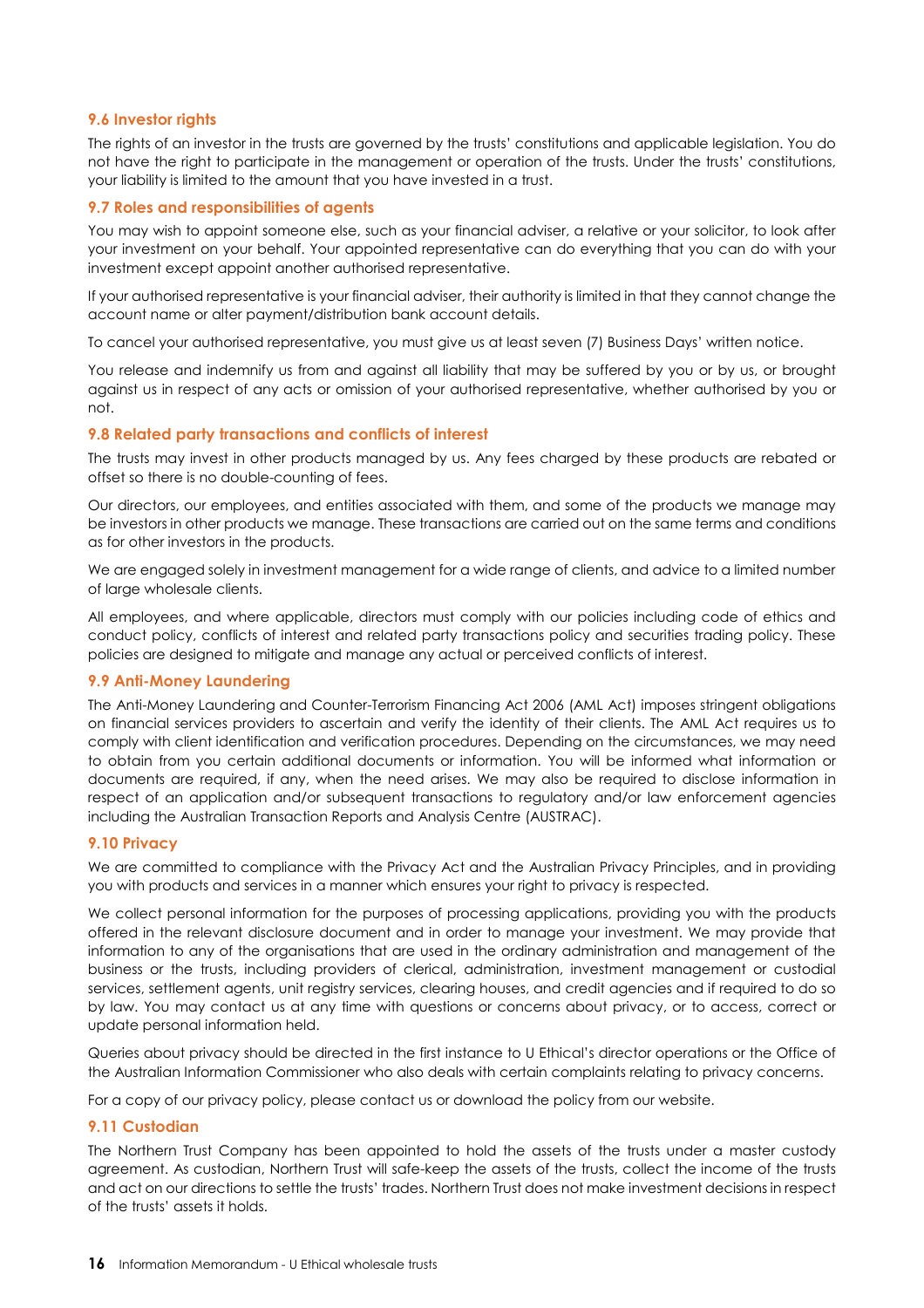### 9.6 Investor rights

The rights of an investor in the trusts are governed by the trusts' constitutions and applicable legislation. You do not have the right to participate in the management or operation of the trusts. Under the trusts' constitutions, your liability is limited to the amount that you have invested in a trust.

### 9.7 Roles and responsibilities of agents

You may wish to appoint someone else, such as your financial adviser, a relative or your solicitor, to look after your investment on your behalf. Your appointed representative can do everything that you can do with your investment except appoint another authorised representative.

If your authorised representative is your financial adviser, their authority is limited in that they cannot change the account name or alter payment/distribution bank account details.

To cancel your authorised representative, you must give us at least seven (7) Business Days' written notice.

You release and indemnify us from and against all liability that may be suffered by you or by us, or brought against us in respect of any acts or omission of your authorised representative, whether authorised by you or not.

### 9.8 Related party transactions and conflicts of interest

The trusts may invest in other products managed by us. Any fees charged by these products are rebated or offset so there is no double-counting of fees.

Our directors, our employees, and entities associated with them, and some of the products we manage may be investors in other products we manage. These transactions are carried out on the same terms and conditions as for other investors in the products.

We are engaged solely in investment management for a wide range of clients, and advice to a limited number of large wholesale clients.

All employees, and where applicable, directors must comply with our policies including code of ethics and conduct policy, conflicts of interest and related party transactions policy and securities trading policy. These policies are designed to mitigate and manage any actual or perceived conflicts of interest.

### 9.9 Anti-Money Laundering

The Anti-Money Laundering and Counter-Terrorism Financing Act 2006 (AML Act) imposes stringent obligations on financial services providers to ascertain and verify the identity of their clients. The AML Act requires us to comply with client identification and verification procedures. Depending on the circumstances, we may need to obtain from you certain additional documents or information. You will be informed what information or documents are required, if any, when the need arises. We may also be required to disclose information in respect of an application and/or subsequent transactions to regulatory and/or law enforcement agencies including the Australian Transaction Reports and Analysis Centre (AUSTRAC).

### 9.10 Privacy

We are committed to compliance with the Privacy Act and the Australian Privacy Principles, and in providing you with products and services in a manner which ensures your right to privacy is respected.

We collect personal information for the purposes of processing applications, providing you with the products offered in the relevant disclosure document and in order to manage your investment. We may provide that information to any of the organisations that are used in the ordinary administration and management of the business or the trusts, including providers of clerical, administration, investment management or custodial services, settlement agents, unit registry services, clearing houses, and credit agencies and if required to do so by law. You may contact us at any time with questions or concerns about privacy, or to access, correct or update personal information held.

Queries about privacy should be directed in the first instance to U Ethical's director operations or the Office of the Australian Information Commissioner who also deals with certain complaints relating to privacy concerns.

For a copy of our privacy policy, please contact us or download the policy from our website.

### 9.11 Custodian

The Northern Trust Company has been appointed to hold the assets of the trusts under a master custody agreement. As custodian, Northern Trust will safe-keep the assets of the trusts, collect the income of the trusts and act on our directions to settle the trusts' trades. Northern Trust does not make investment decisions in respect of the trusts' assets it holds.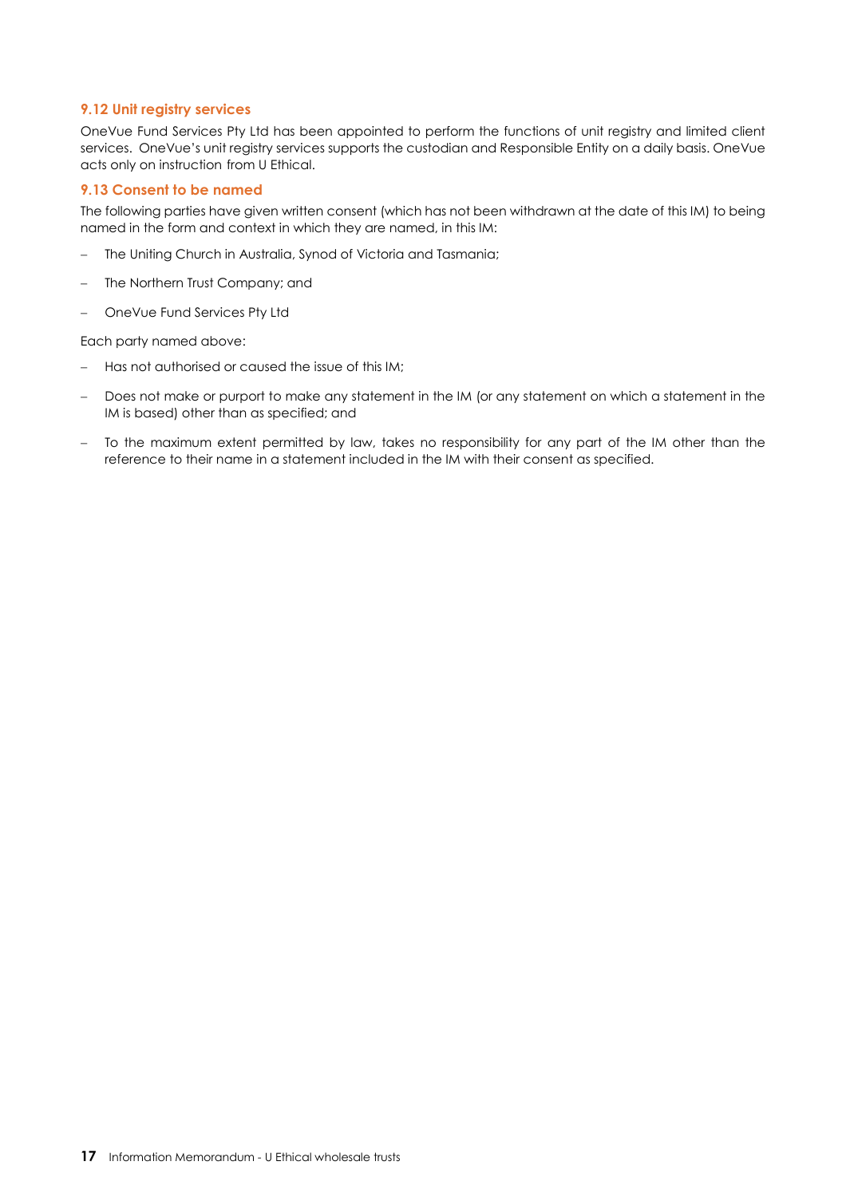### 9.12 Unit registry services

OneVue Fund Services Pty Ltd has been appointed to perform the functions of unit registry and limited client services. OneVue's unit registry services supports the custodian and Responsible Entity on a daily basis. OneVue acts only on instruction from U Ethical.

### 9.13 Consent to be named

The following parties have given written consent (which has not been withdrawn at the date of this IM) to being named in the form and context in which they are named, in this IM:

- The Uniting Church in Australia, Synod of Victoria and Tasmania;
- The Northern Trust Company; and
- OneVue Fund Services Pty Ltd

Each party named above:

- Has not authorised or caused the issue of this IM;
- Does not make or purport to make any statement in the IM (or any statement on which a statement in the IM is based) other than as specified; and
- To the maximum extent permitted by law, takes no responsibility for any part of the IM other than the reference to their name in a statement included in the IM with their consent as specified.